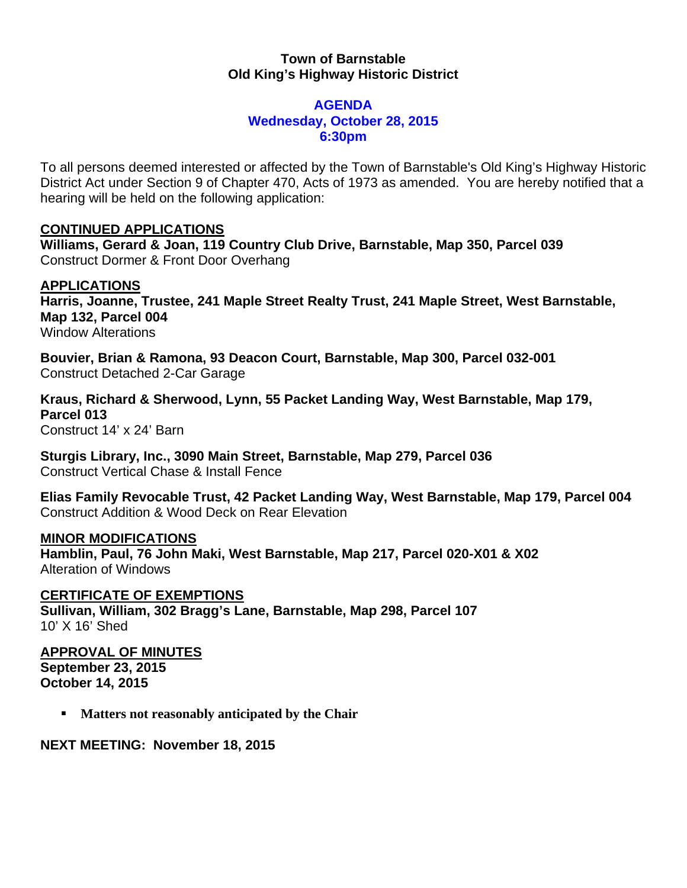**Town of Barnstable**
**Old King's Highway Historic District**

**AGENDA**
**Wednesday, October 28, 2015**
**6:30pm**

To all persons deemed interested or affected by the Town of Barnstable's Old King's Highway Historic District Act under Section 9 of Chapter 470, Acts of 1973 as amended. You are hereby notified that a hearing will be held on the following application:

**CONTINUED APPLICATIONS**

**Williams, Gerard & Joan, 119 Country Club Drive, Barnstable, Map 350, Parcel 039**
Construct Dormer & Front Door Overhang

**APPLICATIONS**

**Harris, Joanne, Trustee, 241 Maple Street Realty Trust, 241 Maple Street, West Barnstable, Map 132, Parcel 004**
Window Alterations

**Bouvier, Brian & Ramona, 93 Deacon Court, Barnstable, Map 300, Parcel 032-001**
Construct Detached 2-Car Garage

**Kraus, Richard & Sherwood, Lynn, 55 Packet Landing Way, West Barnstable, Map 179, Parcel 013**
Construct 14' x 24' Barn

**Sturgis Library, Inc., 3090 Main Street, Barnstable, Map 279, Parcel 036**
Construct Vertical Chase & Install Fence

**Elias Family Revocable Trust, 42 Packet Landing Way, West Barnstable, Map 179, Parcel 004**
Construct Addition & Wood Deck on Rear Elevation

**MINOR MODIFICATIONS**

**Hamblin, Paul, 76 John Maki, West Barnstable, Map 217, Parcel 020-X01 & X02**
Alteration of Windows

**CERTIFICATE OF EXEMPTIONS**

**Sullivan, William, 302 Bragg's Lane, Barnstable, Map 298, Parcel 107**
10' X 16' Shed

**APPROVAL OF MINUTES**

**September 23, 2015**
**October 14, 2015**

- **Matters not reasonably anticipated by the Chair**

**NEXT MEETING: November 18, 2015**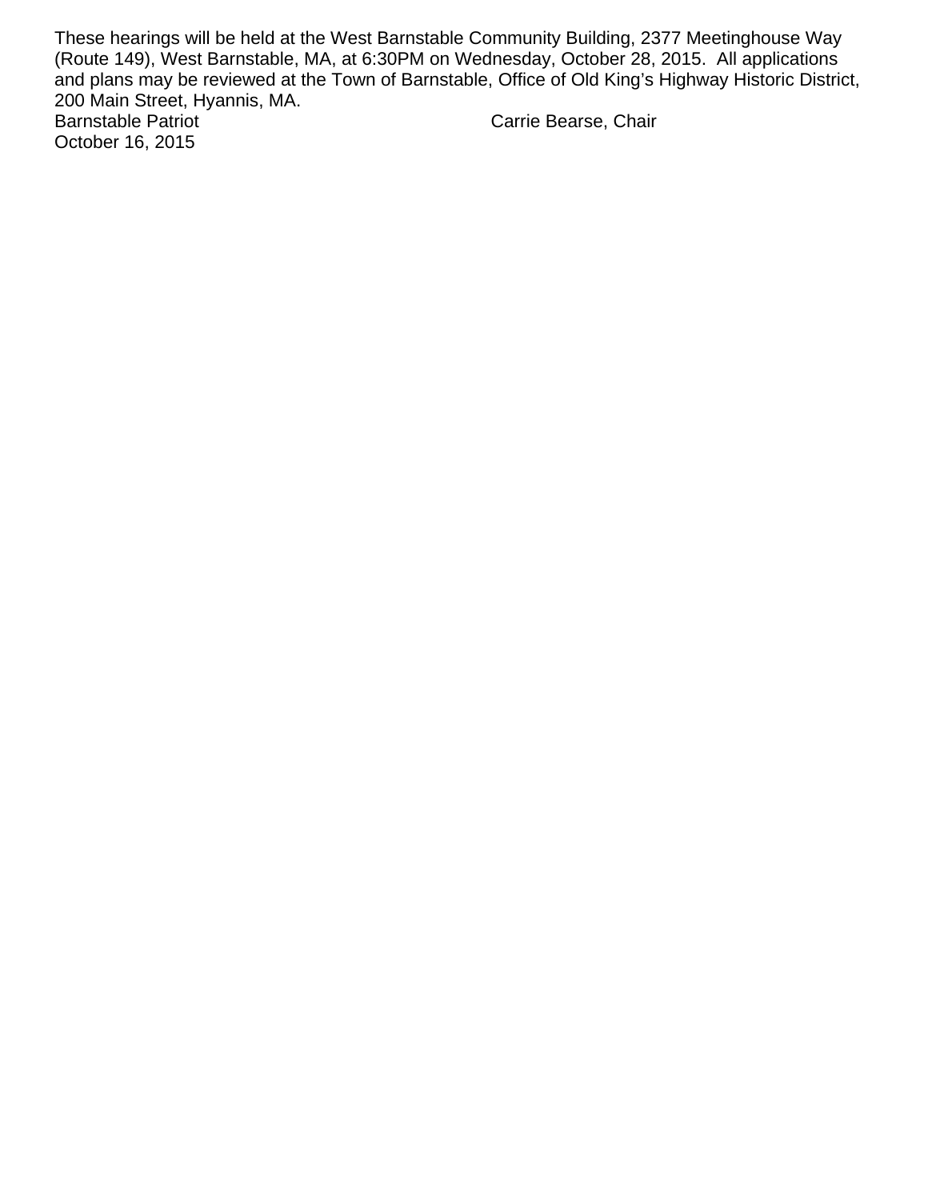These hearings will be held at the West Barnstable Community Building, 2377 Meetinghouse Way (Route 149), West Barnstable, MA, at 6:30PM on Wednesday, October 28, 2015. All applications and plans may be reviewed at the Town of Barnstable, Office of Old King's Highway Historic District, 200 Main Street, Hyannis, MA.

Barnstable Patriot Carrie Bearse, Chair

October 16, 2015